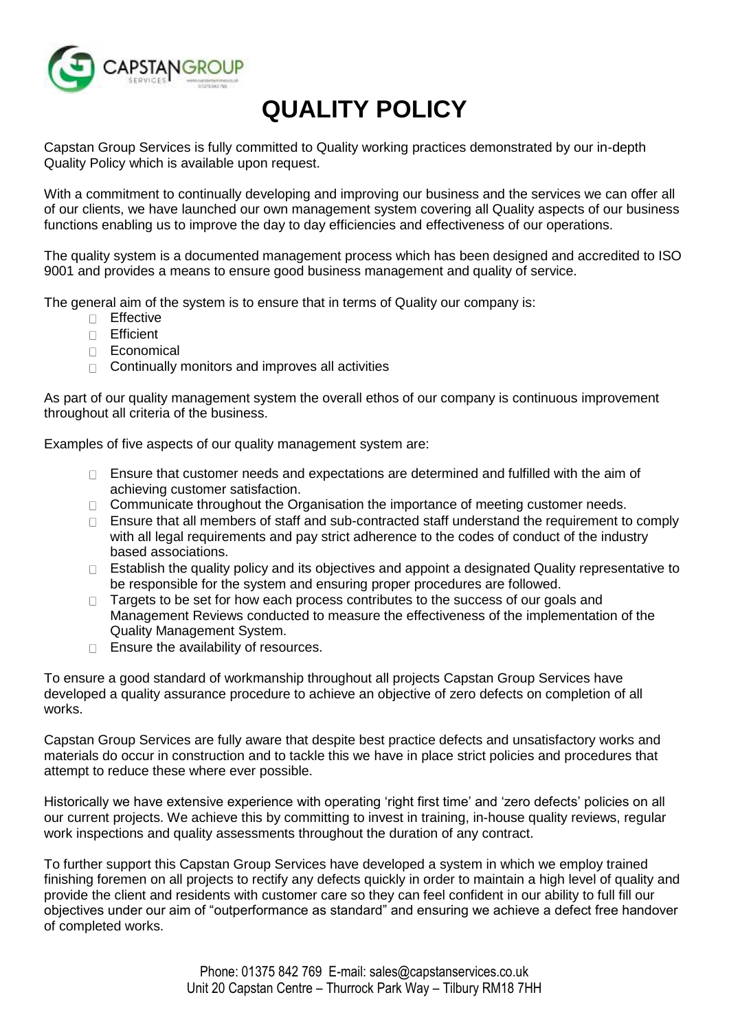# QUALITY POLICY

Capstan Group Services is fully committed to Quality working practices demonstrated by our in-depth Quality Policy which is available upon request.

With a commitment to continually developing and improving our business and the services we can offer all of our clients, we have launched our own management system covering all Quality aspects of our business functions enabling us to improve the day to day efficiencies and effectiveness of our operations.

The quality system is a documented management process which has been designed and accredited to ISO 9001 and provides a means to ensure good business management and quality of service.

The general aim of the system is to ensure that in terms of Quality our company is:

- Effective
- Efficient
- Economical
- Continually monitors and improves all activities

As part of our quality management system the overall ethos of our company is continuous improvement throughout all criteria of the business.

Examples of five aspects of our quality management system are:

- Ensure that customer needs and expectations are determined and fulfilled with the aim of achieving customer satisfaction.
- Communicate throughout the Organisation the importance of meeting customer needs.
- Ensure that all members of staff and sub-contracted staff understand the requirement to comply with all legal requirements and pay strict adherence to the codes of conduct of the industry based associations.
- Establish the quality policy and its objectives and appoint a designated Quality representative to be responsible for the system and ensuring proper procedures are followed.
- Targets to be set for how each process contributes to the success of our goals and Management Reviews conducted to measure the effectiveness of the implementation of the Quality Management System.
- Ensure the availability of resources.

To ensure a good standard of workmanship throughout all projects Capstan Group Services have developed a quality assurance procedure to achieve an objective of zero defects on completion of all works.

Capstan Group Services are fully aware that despite best practice defects and unsatisfactory works and materials do occur in construction and to tackle this we have in place strict policies and procedures that attempt to reduce these where ever possible.

Historically we have extensive experience with operating 'right first time' and 'zero defects' policies on all our current projects. We achieve this by committing to invest in training, in-house quality reviews, regular work inspections and quality assessments throughout the duration of any contract.

To further support this Capstan Group Services have developed a system in which we employ trained finishing foremen on all projects to rectify any defects quickly in order to maintain a high level of quality and provide the client and residents with customer care so they can feel confident in our ability to full fill our objectives under our aim of "outperformance as standard" and ensuring we achieve a defect free handover of completed works.

Phone: 01375 842 769 E-mail: sales@capstanservices.co.uk
Unit 20 Capstan Centre – Thurrock Park Way – Tilbury RM18 7HH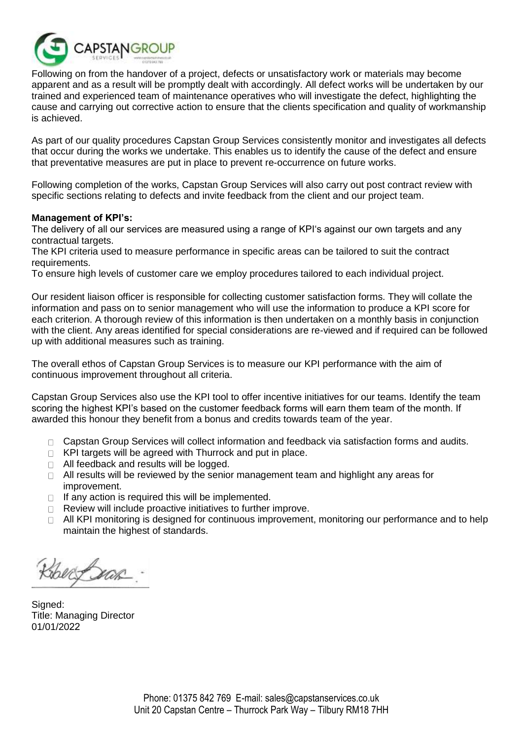Following on from the handover of a project, defects or unsatisfactory work or materials may become apparent and as a result will be promptly dealt with accordingly. All defect works will be undertaken by our trained and experienced team of maintenance operatives who will investigate the defect, highlighting the cause and carrying out corrective action to ensure that the clients specification and quality of workmanship is achieved.

As part of our quality procedures Capstan Group Services consistently monitor and investigates all defects that occur during the works we undertake. This enables us to identify the cause of the defect and ensure that preventative measures are put in place to prevent re-occurrence on future works.

Following completion of the works, Capstan Group Services will also carry out post contract review with specific sections relating to defects and invite feedback from the client and our project team.

**Management of KPI's:**

The delivery of all our services are measured using a range of KPI's against our own targets and any contractual targets.

The KPI criteria used to measure performance in specific areas can be tailored to suit the contract requirements.

To ensure high levels of customer care we employ procedures tailored to each individual project.

Our resident liaison officer is responsible for collecting customer satisfaction forms. They will collate the information and pass on to senior management who will use the information to produce a KPI score for each criterion. A thorough review of this information is then undertaken on a monthly basis in conjunction with the client. Any areas identified for special considerations are re-viewed and if required can be followed up with additional measures such as training.

The overall ethos of Capstan Group Services is to measure our KPI performance with the aim of continuous improvement throughout all criteria.

Capstan Group Services also use the KPI tool to offer incentive initiatives for our teams. Identify the team scoring the highest KPI's based on the customer feedback forms will earn them team of the month. If awarded this honour they benefit from a bonus and credits towards team of the year.

- Capstan Group Services will collect information and feedback via satisfaction forms and audits.
- KPI targets will be agreed with Thurrock and put in place.
- All feedback and results will be logged.
- All results will be reviewed by the senior management team and highlight any areas for improvement.
- If any action is required this will be implemented.
- Review will include proactive initiatives to further improve.
- All KPI monitoring is designed for continuous improvement, monitoring our performance and to help maintain the highest of standards.

Signed:
Title: Managing Director
01/01/2022